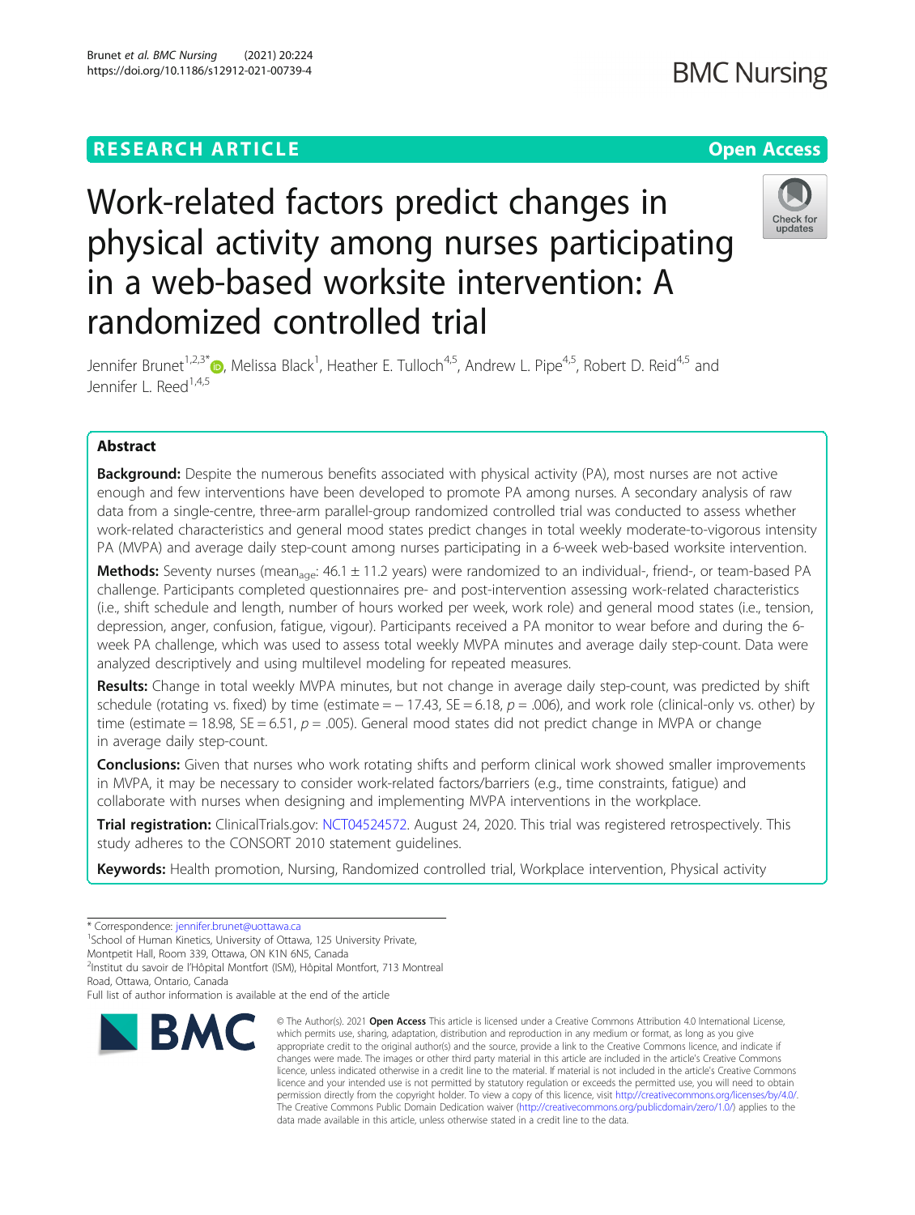# Work-related factors predict changes in physical activity among nurses participating in a web-based worksite intervention: A randomized controlled trial

Jennifer Brunet[1,2,3*], Melissa Black[1], Heather E. Tulloch[4,5], Andrew L. Pipe[4,5], Robert D. Reid[4,5] and Jennifer L. Reed[1,4,5]

## Abstract

**Background:** Despite the numerous benefits associated with physical activity (PA), most nurses are not active enough and few interventions have been developed to promote PA among nurses. A secondary analysis of raw data from a single-centre, three-arm parallel-group randomized controlled trial was conducted to assess whether work-related characteristics and general mood states predict changes in total weekly moderate-to-vigorous intensity PA (MVPA) and average daily step-count among nurses participating in a 6-week web-based worksite intervention.

**Methods:** Seventy nurses ($mean_{age}$: 46.1 ± 11.2 years) were randomized to an individual-, friend-, or team-based PA challenge. Participants completed questionnaires pre- and post-intervention assessing work-related characteristics (i.e., shift schedule and length, number of hours worked per week, work role) and general mood states (i.e., tension, depression, anger, confusion, fatigue, vigour). Participants received a PA monitor to wear before and during the 6-week PA challenge, which was used to assess total weekly MVPA minutes and average daily step-count. Data were analyzed descriptively and using multilevel modeling for repeated measures.

**Results:** Change in total weekly MVPA minutes, but not change in average daily step-count, was predicted by shift schedule (rotating vs. fixed) by time (estimate = − 17.43, SE = 6.18, $p$ = .006), and work role (clinical-only vs. other) by time (estimate = 18.98, SE = 6.51, $p$ = .005). General mood states did not predict change in MVPA or change in average daily step-count.

**Conclusions:** Given that nurses who work rotating shifts and perform clinical work showed smaller improvements in MVPA, it may be necessary to consider work-related factors/barriers (e.g., time constraints, fatigue) and collaborate with nurses when designing and implementing MVPA interventions in the workplace.

**Trial registration:** ClinicalTrials.gov: NCT04524572. August 24, 2020. This trial was registered retrospectively. This study adheres to the CONSORT 2010 statement guidelines.

**Keywords:** Health promotion, Nursing, Randomized controlled trial, Workplace intervention, Physical activity

---

* Correspondence: jennifer.brunet@uottawa.ca
[1]School of Human Kinetics, University of Ottawa, 125 University Private, Montpetit Hall, Room 339, Ottawa, ON K1N 6N5, Canada
[2]Institut du savoir de l'Hôpital Montfort (ISM), Hôpital Montfort, 713 Montreal Road, Ottawa, Ontario, Canada
Full list of author information is available at the end of the article

© The Author(s). 2021 **Open Access** This article is licensed under a Creative Commons Attribution 4.0 International License, which permits use, sharing, adaptation, distribution and reproduction in any medium or format, as long as you give appropriate credit to the original author(s) and the source, provide a link to the Creative Commons licence, and indicate if changes were made. The images or other third party material in this article are included in the article's Creative Commons licence, unless indicated otherwise in a credit line to the material. If material is not included in the article's Creative Commons licence and your intended use is not permitted by statutory regulation or exceeds the permitted use, you will need to obtain permission directly from the copyright holder. To view a copy of this licence, visit http://creativecommons.org/licenses/by/4.0/. The Creative Commons Public Domain Dedication waiver (http://creativecommons.org/publicdomain/zero/1.0/) applies to the data made available in this article, unless otherwise stated in a credit line to the data.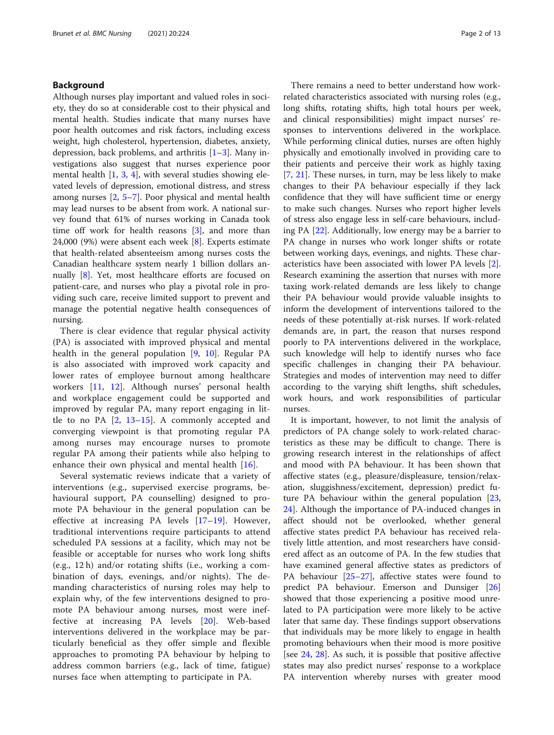## Background

Although nurses play important and valued roles in society, they do so at considerable cost to their physical and mental health. Studies indicate that many nurses have poor health outcomes and risk factors, including excess weight, high cholesterol, hypertension, diabetes, anxiety, depression, back problems, and arthritis [1–3]. Many investigations also suggest that nurses experience poor mental health [1, 3, 4], with several studies showing elevated levels of depression, emotional distress, and stress among nurses [2, 5–7]. Poor physical and mental health may lead nurses to be absent from work. A national survey found that 61% of nurses working in Canada took time off work for health reasons [3], and more than 24,000 (9%) were absent each week [8]. Experts estimate that health-related absenteeism among nurses costs the Canadian healthcare system nearly 1 billion dollars annually [8]. Yet, most healthcare efforts are focused on patient-care, and nurses who play a pivotal role in providing such care, receive limited support to prevent and manage the potential negative health consequences of nursing.

There is clear evidence that regular physical activity (PA) is associated with improved physical and mental health in the general population [9, 10]. Regular PA is also associated with improved work capacity and lower rates of employee burnout among healthcare workers [11, 12]. Although nurses' personal health and workplace engagement could be supported and improved by regular PA, many report engaging in little to no PA [2, 13–15]. A commonly accepted and converging viewpoint is that promoting regular PA among nurses may encourage nurses to promote regular PA among their patients while also helping to enhance their own physical and mental health [16].

Several systematic reviews indicate that a variety of interventions (e.g., supervised exercise programs, behavioural support, PA counselling) designed to promote PA behaviour in the general population can be effective at increasing PA levels [17–19]. However, traditional interventions require participants to attend scheduled PA sessions at a facility, which may not be feasible or acceptable for nurses who work long shifts (e.g., 12 h) and/or rotating shifts (i.e., working a combination of days, evenings, and/or nights). The demanding characteristics of nursing roles may help to explain why, of the few interventions designed to promote PA behaviour among nurses, most were ineffective at increasing PA levels [20]. Web-based interventions delivered in the workplace may be particularly beneficial as they offer simple and flexible approaches to promoting PA behaviour by helping to address common barriers (e.g., lack of time, fatigue) nurses face when attempting to participate in PA.

There remains a need to better understand how work-related characteristics associated with nursing roles (e.g., long shifts, rotating shifts, high total hours per week, and clinical responsibilities) might impact nurses' responses to interventions delivered in the workplace. While performing clinical duties, nurses are often highly physically and emotionally involved in providing care to their patients and perceive their work as highly taxing [7, 21]. These nurses, in turn, may be less likely to make changes to their PA behaviour especially if they lack confidence that they will have sufficient time or energy to make such changes. Nurses who report higher levels of stress also engage less in self-care behaviours, including PA [22]. Additionally, low energy may be a barrier to PA change in nurses who work longer shifts or rotate between working days, evenings, and nights. These characteristics have been associated with lower PA levels [2]. Research examining the assertion that nurses with more taxing work-related demands are less likely to change their PA behaviour would provide valuable insights to inform the development of interventions tailored to the needs of these potentially at-risk nurses. If work-related demands are, in part, the reason that nurses respond poorly to PA interventions delivered in the workplace, such knowledge will help to identify nurses who face specific challenges in changing their PA behaviour. Strategies and modes of intervention may need to differ according to the varying shift lengths, shift schedules, work hours, and work responsibilities of particular nurses.

It is important, however, to not limit the analysis of predictors of PA change solely to work-related characteristics as these may be difficult to change. There is growing research interest in the relationships of affect and mood with PA behaviour. It has been shown that affective states (e.g., pleasure/displeasure, tension/relaxation, sluggishness/excitement, depression) predict future PA behaviour within the general population [23, 24]. Although the importance of PA-induced changes in affect should not be overlooked, whether general affective states predict PA behaviour has received relatively little attention, and most researchers have considered affect as an outcome of PA. In the few studies that have examined general affective states as predictors of PA behaviour [25–27], affective states were found to predict PA behaviour. Emerson and Dunsiger [26] showed that those experiencing a positive mood unrelated to PA participation were more likely to be active later that same day. These findings support observations that individuals may be more likely to engage in health promoting behaviours when their mood is more positive [see 24, 28]. As such, it is possible that positive affective states may also predict nurses' response to a workplace PA intervention whereby nurses with greater mood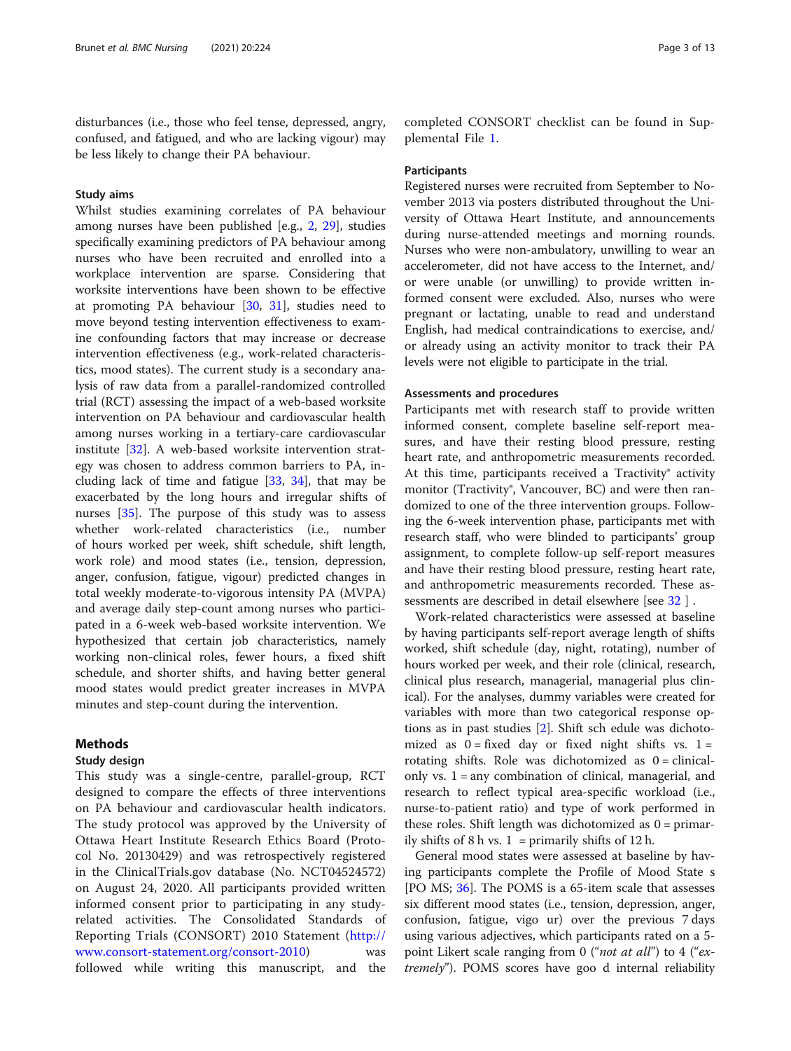disturbances (i.e., those who feel tense, depressed, angry, confused, and fatigued, and who are lacking vigour) may be less likely to change their PA behaviour.

### Study aims

Whilst studies examining correlates of PA behaviour among nurses have been published [e.g., 2, 29], studies specifically examining predictors of PA behaviour among nurses who have been recruited and enrolled into a workplace intervention are sparse. Considering that worksite interventions have been shown to be effective at promoting PA behaviour [30, 31], studies need to move beyond testing intervention effectiveness to examine confounding factors that may increase or decrease intervention effectiveness (e.g., work-related characteristics, mood states). The current study is a secondary analysis of raw data from a parallel-randomized controlled trial (RCT) assessing the impact of a web-based worksite intervention on PA behaviour and cardiovascular health among nurses working in a tertiary-care cardiovascular institute [32]. A web-based worksite intervention strategy was chosen to address common barriers to PA, including lack of time and fatigue [33, 34], that may be exacerbated by the long hours and irregular shifts of nurses [35]. The purpose of this study was to assess whether work-related characteristics (i.e., number of hours worked per week, shift schedule, shift length, work role) and mood states (i.e., tension, depression, anger, confusion, fatigue, vigour) predicted changes in total weekly moderate-to-vigorous intensity PA (MVPA) and average daily step-count among nurses who participated in a 6-week web-based worksite intervention. We hypothesized that certain job characteristics, namely working non-clinical roles, fewer hours, a fixed shift schedule, and shorter shifts, and having better general mood states would predict greater increases in MVPA minutes and step-count during the intervention.

## Methods

### Study design

This study was a single-centre, parallel-group, RCT designed to compare the effects of three interventions on PA behaviour and cardiovascular health indicators. The study protocol was approved by the University of Ottawa Heart Institute Research Ethics Board (Protocol No. 20130429) and was retrospectively registered in the ClinicalTrials.gov database (No. NCT04524572) on August 24, 2020. All participants provided written informed consent prior to participating in any study-related activities. The Consolidated Standards of Reporting Trials (CONSORT) 2010 Statement (http://www.consort-statement.org/consort-2010) was followed while writing this manuscript, and the completed CONSORT checklist can be found in Supplemental File 1.

### Participants

Registered nurses were recruited from September to November 2013 via posters distributed throughout the University of Ottawa Heart Institute, and announcements during nurse-attended meetings and morning rounds. Nurses who were non-ambulatory, unwilling to wear an accelerometer, did not have access to the Internet, and/or were unable (or unwilling) to provide written informed consent were excluded. Also, nurses who were pregnant or lactating, unable to read and understand English, had medical contraindications to exercise, and/or already using an activity monitor to track their PA levels were not eligible to participate in the trial.

### Assessments and procedures

Participants met with research staff to provide written informed consent, complete baseline self-report measures, and have their resting blood pressure, resting heart rate, and anthropometric measurements recorded. At this time, participants received a Tractivity® activity monitor (Tractivity®, Vancouver, BC) and were then randomized to one of the three intervention groups. Following the 6-week intervention phase, participants met with research staff, who were blinded to participants' group assignment, to complete follow-up self-report measures and have their resting blood pressure, resting heart rate, and anthropometric measurements recorded. These assessments are described in detail elsewhere [see 32 ] .

Work-related characteristics were assessed at baseline by having participants self-report average length of shifts worked, shift schedule (day, night, rotating), number of hours worked per week, and their role (clinical, research, clinical plus research, managerial, managerial plus clinical). For the analyses, dummy variables were created for variables with more than two categorical response options as in past studies [2]. Shift schedule was dichotomized as 0 = fixed day or fixed night shifts vs. 1 = rotating shifts. Role was dichotomized as 0 = clinical-only vs. 1 = any combination of clinical, managerial, and research to reflect typical area-specific workload (i.e., nurse-to-patient ratio) and type of work performed in these roles. Shift length was dichotomized as 0 = primarily shifts of 8 h vs. 1 = primarily shifts of 12 h.

General mood states were assessed at baseline by having participants complete the Profile of Mood States [POMS; 36]. The POMS is a 65-item scale that assesses six different mood states (i.e., tension, depression, anger, confusion, fatigue, vigour) over the previous 7 days using various adjectives, which participants rated on a 5-point Likert scale ranging from 0 ("*not at all*") to 4 ("*extremely*"). POMS scores have good internal reliability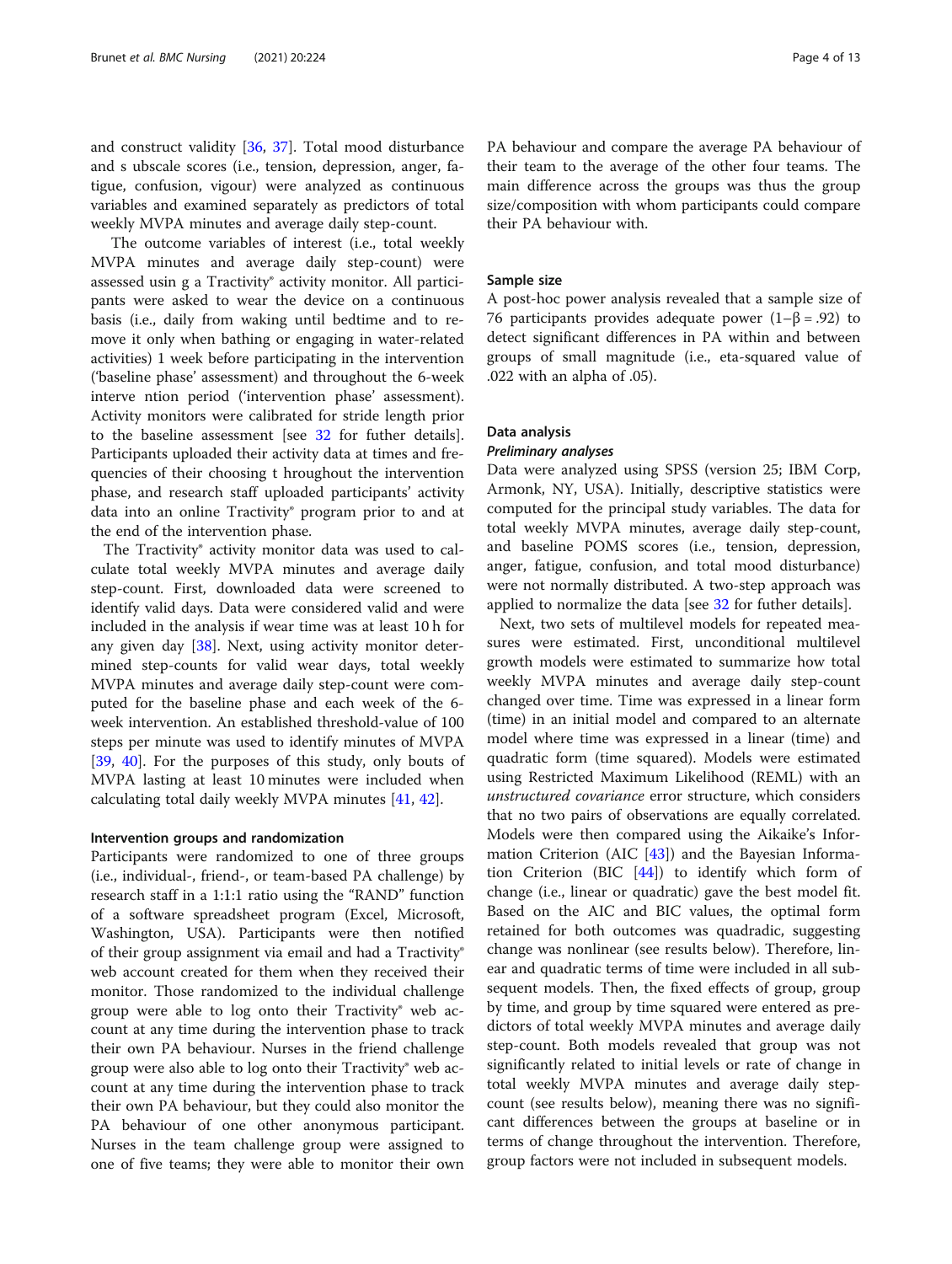and construct validity [36, 37]. Total mood disturbance and s ubscale scores (i.e., tension, depression, anger, fatigue, confusion, vigour) were analyzed as continuous variables and examined separately as predictors of total weekly MVPA minutes and average daily step-count.

The outcome variables of interest (i.e., total weekly MVPA minutes and average daily step-count) were assessed usin g a Tractivity® activity monitor. All participants were asked to wear the device on a continuous basis (i.e., daily from waking until bedtime and to remove it only when bathing or engaging in water-related activities) 1 week before participating in the intervention ('baseline phase' assessment) and throughout the 6-week interve ntion period ('intervention phase' assessment). Activity monitors were calibrated for stride length prior to the baseline assessment [see 32 for futher details]. Participants uploaded their activity data at times and frequencies of their choosing t hroughout the intervention phase, and research staff uploaded participants' activity data into an online Tractivity® program prior to and at the end of the intervention phase.

The Tractivity® activity monitor data was used to calculate total weekly MVPA minutes and average daily step-count. First, downloaded data were screened to identify valid days. Data were considered valid and were included in the analysis if wear time was at least 10 h for any given day [38]. Next, using activity monitor determined step-counts for valid wear days, total weekly MVPA minutes and average daily step-count were computed for the baseline phase and each week of the 6-week intervention. An established threshold-value of 100 steps per minute was used to identify minutes of MVPA [39, 40]. For the purposes of this study, only bouts of MVPA lasting at least 10 minutes were included when calculating total daily weekly MVPA minutes [41, 42].

### Intervention groups and randomization

Participants were randomized to one of three groups (i.e., individual-, friend-, or team-based PA challenge) by research staff in a 1:1:1 ratio using the "RAND" function of a software spreadsheet program (Excel, Microsoft, Washington, USA). Participants were then notified of their group assignment via email and had a Tractivity® web account created for them when they received their monitor. Those randomized to the individual challenge group were able to log onto their Tractivity® web account at any time during the intervention phase to track their own PA behaviour. Nurses in the friend challenge group were also able to log onto their Tractivity® web account at any time during the intervention phase to track their own PA behaviour, but they could also monitor the PA behaviour of one other anonymous participant. Nurses in the team challenge group were assigned to one of five teams; they were able to monitor their own PA behaviour and compare the average PA behaviour of their team to the average of the other four teams. The main difference across the groups was thus the group size/composition with whom participants could compare their PA behaviour with.

### Sample size

A post-hoc power analysis revealed that a sample size of 76 participants provides adequate power ($1-\beta = .92$) to detect significant differences in PA within and between groups of small magnitude (i.e., eta-squared value of .022 with an alpha of .05).

### Data analysis

#### *Preliminary analyses*

Data were analyzed using SPSS (version 25; IBM Corp, Armonk, NY, USA). Initially, descriptive statistics were computed for the principal study variables. The data for total weekly MVPA minutes, average daily step-count, and baseline POMS scores (i.e., tension, depression, anger, fatigue, confusion, and total mood disturbance) were not normally distributed. A two-step approach was applied to normalize the data [see 32 for futher details].

Next, two sets of multilevel models for repeated measures were estimated. First, unconditional multilevel growth models were estimated to summarize how total weekly MVPA minutes and average daily step-count changed over time. Time was expressed in a linear form (time) in an initial model and compared to an alternate model where time was expressed in a linear (time) and quadratic form (time squared). Models were estimated using Restricted Maximum Likelihood (REML) with an *unstructured covariance* error structure, which considers that no two pairs of observations are equally correlated. Models were then compared using the Aikaike's Information Criterion (AIC [43]) and the Bayesian Information Criterion (BIC [44]) to identify which form of change (i.e., linear or quadratic) gave the best model fit. Based on the AIC and BIC values, the optimal form retained for both outcomes was quadradic, suggesting change was nonlinear (see results below). Therefore, linear and quadratic terms of time were included in all subsequent models. Then, the fixed effects of group, group by time, and group by time squared were entered as predictors of total weekly MVPA minutes and average daily step-count. Both models revealed that group was not significantly related to initial levels or rate of change in total weekly MVPA minutes and average daily step-count (see results below), meaning there was no significant differences between the groups at baseline or in terms of change throughout the intervention. Therefore, group factors were not included in subsequent models.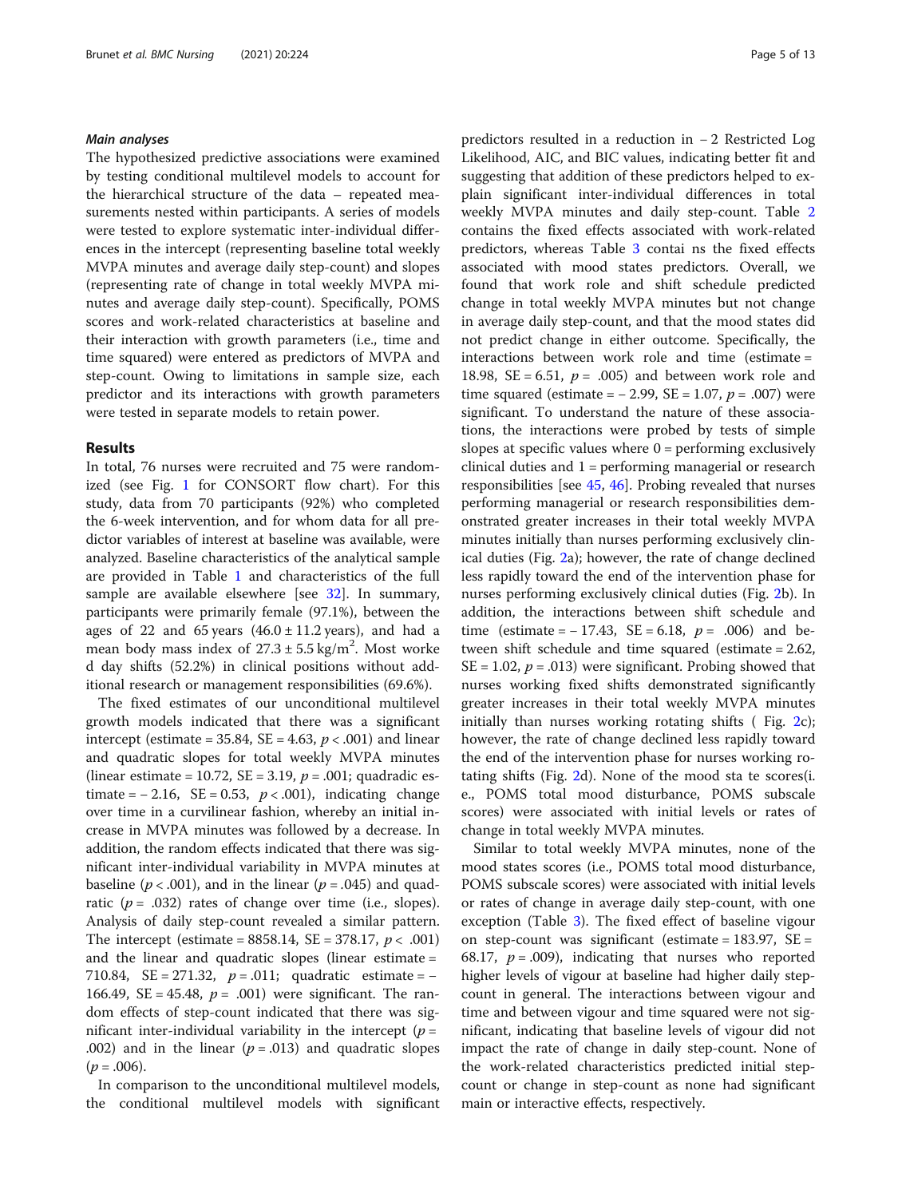#### *Main analyses*

The hypothesized predictive associations were examined by testing conditional multilevel models to account for the hierarchical structure of the data – repeated measurements nested within participants. A series of models were tested to explore systematic inter-individual differences in the intercept (representing baseline total weekly MVPA minutes and average daily step-count) and slopes (representing rate of change in total weekly MVPA minutes and average daily step-count). Specifically, POMS scores and work-related characteristics at baseline and their interaction with growth parameters (i.e., time and time squared) were entered as predictors of MVPA and step-count. Owing to limitations in sample size, each predictor and its interactions with growth parameters were tested in separate models to retain power.

## Results

In total, 76 nurses were recruited and 75 were randomized (see Fig. 1 for CONSORT flow chart). For this study, data from 70 participants (92%) who completed the 6-week intervention, and for whom data for all predictor variables of interest at baseline was available, were analyzed. Baseline characteristics of the analytical sample are provided in Table 1 and characteristics of the full sample are available elsewhere [see 32]. In summary, participants were primarily female (97.1%), between the ages of 22 and 65 years (46.0 ± 11.2 years), and had a mean body mass index of $27.3 \pm 5.5\ \text{kg/m}^2$. Most worke d day shifts (52.2%) in clinical positions without additional research or management responsibilities (69.6%).

The fixed estimates of our unconditional multilevel growth models indicated that there was a significant intercept (estimate = 35.84, SE = 4.63, $p < .001$) and linear and quadratic slopes for total weekly MVPA minutes (linear estimate = 10.72, SE = 3.19, $p = .001$; quadradic estimate = − 2.16, SE = 0.53, $p < .001$), indicating change over time in a curvilinear fashion, whereby an initial increase in MVPA minutes was followed by a decrease. In addition, the random effects indicated that there was significant inter-individual variability in MVPA minutes at baseline ($p < .001$), and in the linear ($p = .045$) and quadratic ($p = .032$) rates of change over time (i.e., slopes). Analysis of daily step-count revealed a similar pattern. The intercept (estimate = 8858.14, SE = 378.17, $p < .001$) and the linear and quadratic slopes (linear estimate = 710.84, SE = 271.32, $p = .011$; quadratic estimate = − 166.49, SE = 45.48, $p = .001$) were significant. The random effects of step-count indicated that there was significant inter-individual variability in the intercept ($p = .002$) and in the linear ($p = .013$) and quadratic slopes ($p = .006$).

In comparison to the unconditional multilevel models, the conditional multilevel models with significant predictors resulted in a reduction in − 2 Restricted Log Likelihood, AIC, and BIC values, indicating better fit and suggesting that addition of these predictors helped to explain significant inter-individual differences in total weekly MVPA minutes and daily step-count. Table 2 contains the fixed effects associated with work-related predictors, whereas Table 3 contai ns the fixed effects associated with mood states predictors. Overall, we found that work role and shift schedule predicted change in total weekly MVPA minutes but not change in average daily step-count, and that the mood states did not predict change in either outcome. Specifically, the interactions between work role and time (estimate = 18.98, SE = 6.51, $p = .005$) and between work role and time squared (estimate = − 2.99, SE = 1.07, $p = .007$) were significant. To understand the nature of these associations, the interactions were probed by tests of simple slopes at specific values where 0 = performing exclusively clinical duties and 1 = performing managerial or research responsibilities [see 45, 46]. Probing revealed that nurses performing managerial or research responsibilities demonstrated greater increases in their total weekly MVPA minutes initially than nurses performing exclusively clinical duties (Fig. 2a); however, the rate of change declined less rapidly toward the end of the intervention phase for nurses performing exclusively clinical duties (Fig. 2b). In addition, the interactions between shift schedule and time (estimate = − 17.43, SE = 6.18, $p = .006$) and between shift schedule and time squared (estimate = 2.62, SE = 1.02, $p = .013$) were significant. Probing showed that nurses working fixed shifts demonstrated significantly greater increases in their total weekly MVPA minutes initially than nurses working rotating shifts ( Fig. 2c); however, the rate of change declined less rapidly toward the end of the intervention phase for nurses working rotating shifts (Fig. 2d). None of the mood sta te scores(i. e., POMS total mood disturbance, POMS subscale scores) were associated with initial levels or rates of change in total weekly MVPA minutes.

Similar to total weekly MVPA minutes, none of the mood states scores (i.e., POMS total mood disturbance, POMS subscale scores) were associated with initial levels or rates of change in average daily step-count, with one exception (Table 3). The fixed effect of baseline vigour on step-count was significant (estimate = 183.97, SE = 68.17, $p = .009$), indicating that nurses who reported higher levels of vigour at baseline had higher daily step-count in general. The interactions between vigour and time and between vigour and time squared were not significant, indicating that baseline levels of vigour did not impact the rate of change in daily step-count. None of the work-related characteristics predicted initial step-count or change in step-count as none had significant main or interactive effects, respectively.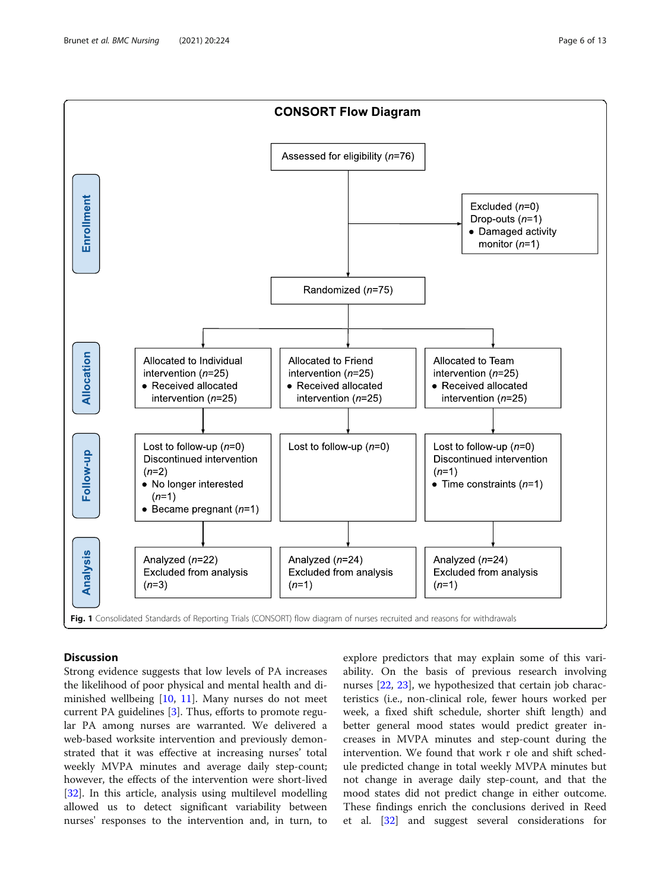**CONSORT Flow Diagram**

**Enrollment**

Assessed for eligibility ($n$=76)

Excluded ($n$=0)
Drop-outs ($n$=1)
- Damaged activity monitor ($n$=1)

Randomized ($n$=75)

**Allocation**

| Allocated to Individual intervention ($n$=25) | Allocated to Friend intervention ($n$=25) | Allocated to Team intervention ($n$=25) |
|---|---|---|
| • Received allocated intervention ($n$=25) | • Received allocated intervention ($n$=25) | • Received allocated intervention ($n$=25) |

**Follow-up**

| Individual | Friend | Team |
|---|---|---|
| Lost to follow-up ($n$=0) Discontinued intervention ($n$=2) • No longer interested ($n$=1) • Became pregnant ($n$=1) | Lost to follow-up ($n$=0) | Lost to follow-up ($n$=0) Discontinued intervention ($n$=1) • Time constraints ($n$=1) |

**Analysis**

| Individual | Friend | Team |
|---|---|---|
| Analyzed ($n$=22) Excluded from analysis ($n$=3) | Analyzed ($n$=24) Excluded from analysis ($n$=1) | Analyzed ($n$=24) Excluded from analysis ($n$=1) |

**Fig. 1** Consolidated Standards of Reporting Trials (CONSORT) flow diagram of nurses recruited and reasons for withdrawals

## Discussion

Strong evidence suggests that low levels of PA increases the likelihood of poor physical and mental health and diminished wellbeing [10, 11]. Many nurses do not meet current PA guidelines [3]. Thus, efforts to promote regular PA among nurses are warranted. We delivered a web-based worksite intervention and previously demonstrated that it was effective at increasing nurses' total weekly MVPA minutes and average daily step-count; however, the effects of the intervention were short-lived [32]. In this article, analysis using multilevel modelling allowed us to detect significant variability between nurses' responses to the intervention and, in turn, to explore predictors that may explain some of this variability. On the basis of previous research involving nurses [22, 23], we hypothesized that certain job characteristics (i.e., non-clinical role, fewer hours worked per week, a fixed shift schedule, shorter shift length) and better general mood states would predict greater increases in MVPA minutes and step-count during the intervention. We found that work r ole and shift schedule predicted change in total weekly MVPA minutes but not change in average daily step-count, and that the mood states did not predict change in either outcome. These findings enrich the conclusions derived in Reed et al. [32] and suggest several considerations for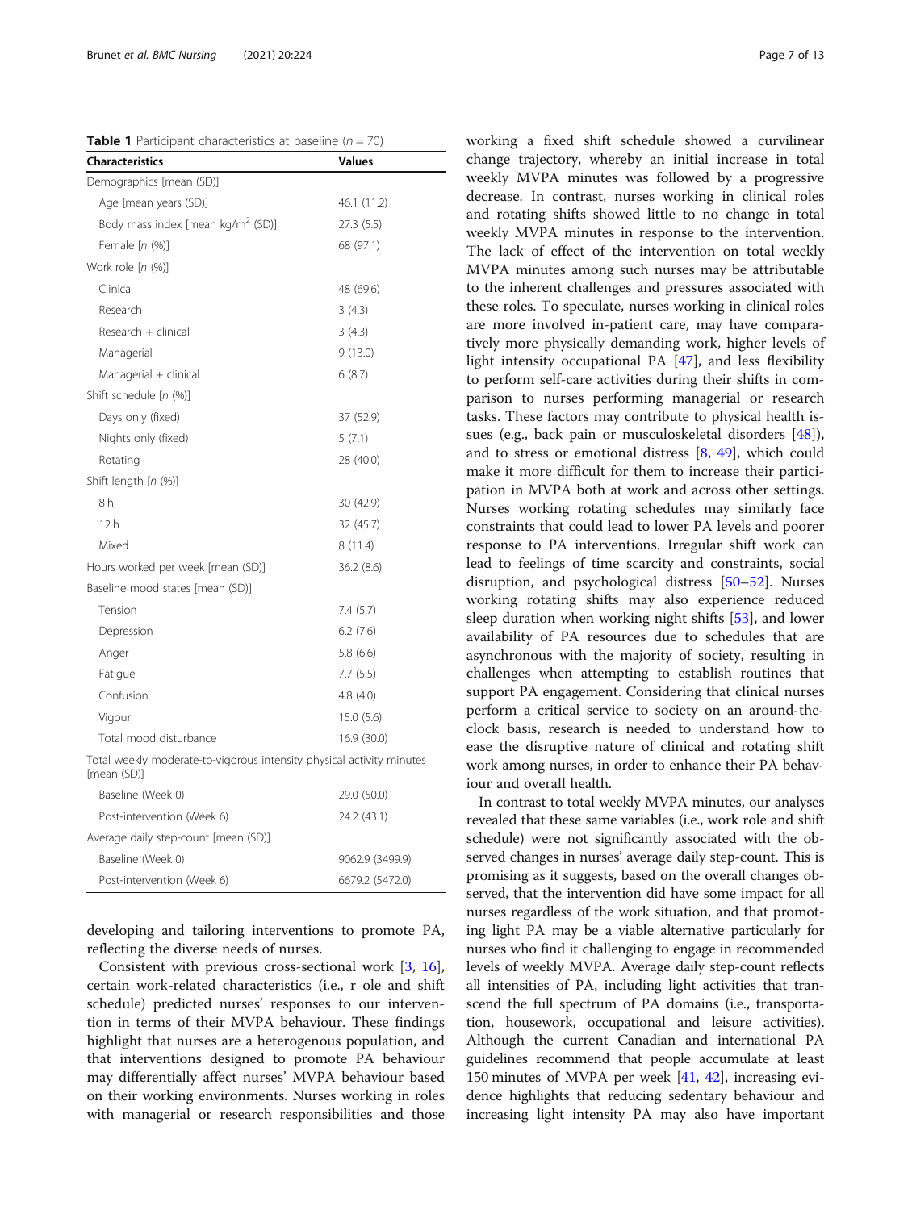**Table 1** Participant characteristics at baseline ($n = 70$)

| Characteristics | Values |
| --- | --- |
| Demographics [mean (SD)] | |
| Age [mean years (SD)] | 46.1 (11.2) |
| Body mass index [mean kg/m$^2$ (SD)] | 27.3 (5.5) |
| Female [n (%)] | 68 (97.1) |
| Work role [n (%)] | |
| Clinical | 48 (69.6) |
| Research | 3 (4.3) |
| Research + clinical | 3 (4.3) |
| Managerial | 9 (13.0) |
| Managerial + clinical | 6 (8.7) |
| Shift schedule [n (%)] | |
| Days only (fixed) | 37 (52.9) |
| Nights only (fixed) | 5 (7.1) |
| Rotating | 28 (40.0) |
| Shift length [n (%)] | |
| 8 h | 30 (42.9) |
| 12 h | 32 (45.7) |
| Mixed | 8 (11.4) |
| Hours worked per week [mean (SD)] | 36.2 (8.6) |
| Baseline mood states [mean (SD)] | |
| Tension | 7.4 (5.7) |
| Depression | 6.2 (7.6) |
| Anger | 5.8 (6.6) |
| Fatigue | 7.7 (5.5) |
| Confusion | 4.8 (4.0) |
| Vigour | 15.0 (5.6) |
| Total mood disturbance | 16.9 (30.0) |
| Total weekly moderate-to-vigorous intensity physical activity minutes [mean (SD)] | |
| Baseline (Week 0) | 29.0 (50.0) |
| Post-intervention (Week 6) | 24.2 (43.1) |
| Average daily step-count [mean (SD)] | |
| Baseline (Week 0) | 9062.9 (3499.9) |
| Post-intervention (Week 6) | 6679.2 (5472.0) |

developing and tailoring interventions to promote PA, reflecting the diverse needs of nurses.

Consistent with previous cross-sectional work [3, 16], certain work-related characteristics (i.e., r ole and shift schedule) predicted nurses' responses to our intervention in terms of their MVPA behaviour. These findings highlight that nurses are a heterogenous population, and that interventions designed to promote PA behaviour may differentially affect nurses' MVPA behaviour based on their working environments. Nurses working in roles with managerial or research responsibilities and those working a fixed shift schedule showed a curvilinear change trajectory, whereby an initial increase in total weekly MVPA minutes was followed by a progressive decrease. In contrast, nurses working in clinical roles and rotating shifts showed little to no change in total weekly MVPA minutes in response to the intervention. The lack of effect of the intervention on total weekly MVPA minutes among such nurses may be attributable to the inherent challenges and pressures associated with these roles. To speculate, nurses working in clinical roles are more involved in-patient care, may have comparatively more physically demanding work, higher levels of light intensity occupational PA [47], and less flexibility to perform self-care activities during their shifts in comparison to nurses performing managerial or research tasks. These factors may contribute to physical health issues (e.g., back pain or musculoskeletal disorders [48]), and to stress or emotional distress [8, 49], which could make it more difficult for them to increase their participation in MVPA both at work and across other settings. Nurses working rotating schedules may similarly face constraints that could lead to lower PA levels and poorer response to PA interventions. Irregular shift work can lead to feelings of time scarcity and constraints, social disruption, and psychological distress [50–52]. Nurses working rotating shifts may also experience reduced sleep duration when working night shifts [53], and lower availability of PA resources due to schedules that are asynchronous with the majority of society, resulting in challenges when attempting to establish routines that support PA engagement. Considering that clinical nurses perform a critical service to society on an around-the-clock basis, research is needed to understand how to ease the disruptive nature of clinical and rotating shift work among nurses, in order to enhance their PA behaviour and overall health.

In contrast to total weekly MVPA minutes, our analyses revealed that these same variables (i.e., work role and shift schedule) were not significantly associated with the observed changes in nurses' average daily step-count. This is promising as it suggests, based on the overall changes observed, that the intervention did have some impact for all nurses regardless of the work situation, and that promoting light PA may be a viable alternative particularly for nurses who find it challenging to engage in recommended levels of weekly MVPA. Average daily step-count reflects all intensities of PA, including light activities that transcend the full spectrum of PA domains (i.e., transportation, housework, occupational and leisure activities). Although the current Canadian and international PA guidelines recommend that people accumulate at least 150 minutes of MVPA per week [41, 42], increasing evidence highlights that reducing sedentary behaviour and increasing light intensity PA may also have important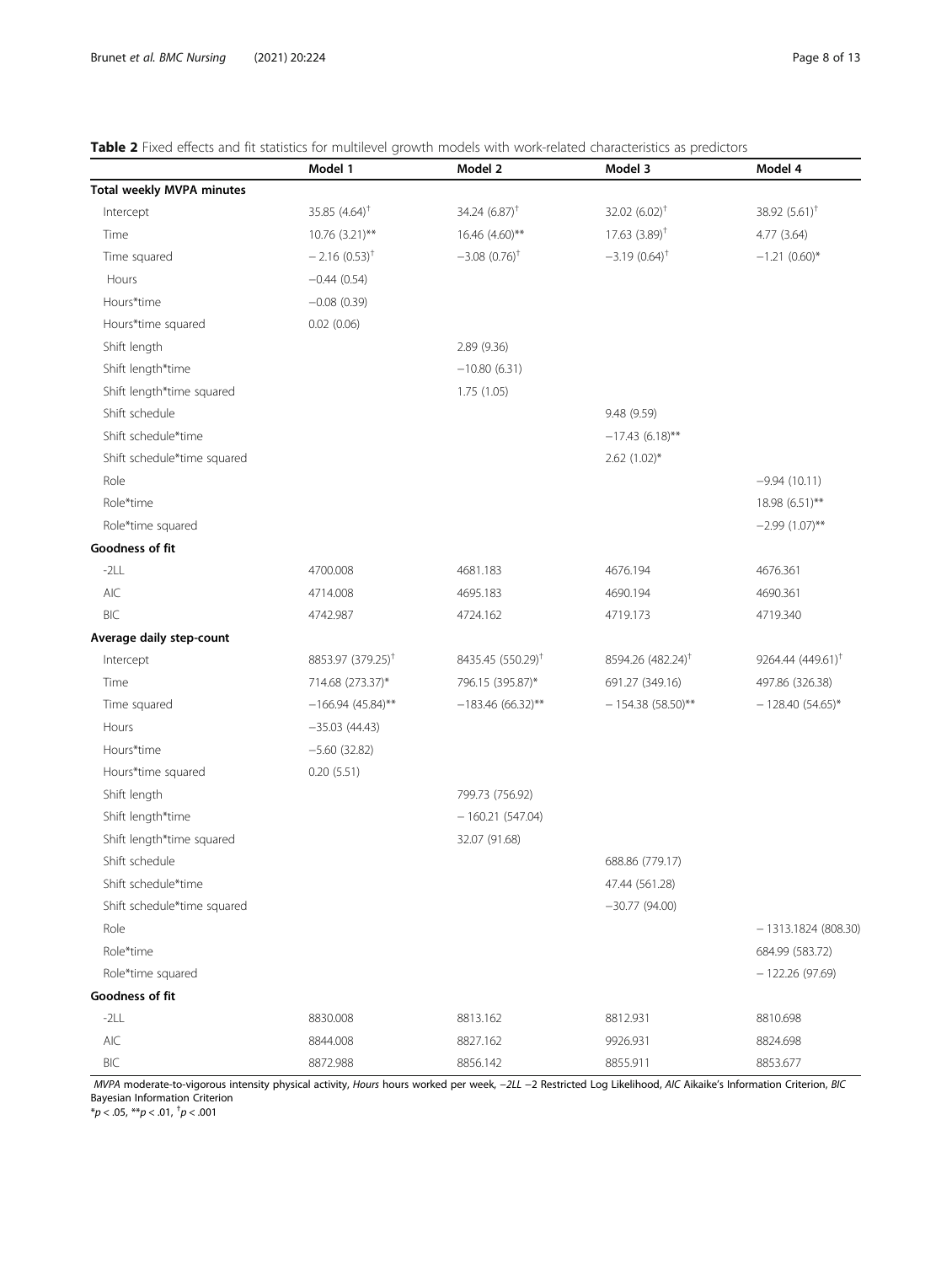**Table 2** Fixed effects and fit statistics for multilevel growth models with work-related characteristics as predictors

| | Model 1 | Model 2 | Model 3 | Model 4 |
|---|---|---|---|---|
| **Total weekly MVPA minutes** | | | | |
| Intercept | 35.85 (4.64)[†] | 34.24 (6.87)[†] | 32.02 (6.02)[†] | 38.92 (5.61)[†] |
| Time | 10.76 (3.21)** | 16.46 (4.60)** | 17.63 (3.89)[†] | 4.77 (3.64) |
| Time squared | − 2.16 (0.53)[†] | −3.08 (0.76)[†] | −3.19 (0.64)[†] | −1.21 (0.60)* |
| Hours | −0.44 (0.54) | | | |
| Hours*time | −0.08 (0.39) | | | |
| Hours*time squared | 0.02 (0.06) | | | |
| Shift length | | 2.89 (9.36) | | |
| Shift length*time | | −10.80 (6.31) | | |
| Shift length*time squared | | 1.75 (1.05) | | |
| Shift schedule | | | 9.48 (9.59) | |
| Shift schedule*time | | | −17.43 (6.18)** | |
| Shift schedule*time squared | | | 2.62 (1.02)* | |
| Role | | | | −9.94 (10.11) |
| Role*time | | | | 18.98 (6.51)** |
| Role*time squared | | | | −2.99 (1.07)** |
| **Goodness of fit** | | | | |
| -2LL | 4700.008 | 4681.183 | 4676.194 | 4676.361 |
| AIC | 4714.008 | 4695.183 | 4690.194 | 4690.361 |
| BIC | 4742.987 | 4724.162 | 4719.173 | 4719.340 |
| **Average daily step-count** | | | | |
| Intercept | 8853.97 (379.25)[†] | 8435.45 (550.29)[†] | 8594.26 (482.24)[†] | 9264.44 (449.61)[†] |
| Time | 714.68 (273.37)* | 796.15 (395.87)* | 691.27 (349.16) | 497.86 (326.38) |
| Time squared | −166.94 (45.84)** | −183.46 (66.32)** | − 154.38 (58.50)** | − 128.40 (54.65)* |
| Hours | −35.03 (44.43) | | | |
| Hours*time | −5.60 (32.82) | | | |
| Hours*time squared | 0.20 (5.51) | | | |
| Shift length | | 799.73 (756.92) | | |
| Shift length*time | | − 160.21 (547.04) | | |
| Shift length*time squared | | 32.07 (91.68) | | |
| Shift schedule | | | 688.86 (779.17) | |
| Shift schedule*time | | | 47.44 (561.28) | |
| Shift schedule*time squared | | | −30.77 (94.00) | |
| Role | | | | − 1313.1824 (808.30) |
| Role*time | | | | 684.99 (583.72) |
| Role*time squared | | | | − 122.26 (97.69) |
| **Goodness of fit** | | | | |
| -2LL | 8830.008 | 8813.162 | 8812.931 | 8810.698 |
| AIC | 8844.008 | 8827.162 | 9926.931 | 8824.698 |
| BIC | 8872.988 | 8856.142 | 8855.911 | 8853.677 |

*MVPA* moderate-to-vigorous intensity physical activity, *Hours* hours worked per week, *−2LL* −2 Restricted Log Likelihood, *AIC* Aikaike's Information Criterion, *BIC* Bayesian Information Criterion
$^{*}p < .05$, $^{**}p < .01$, $^{\dagger}p < .001$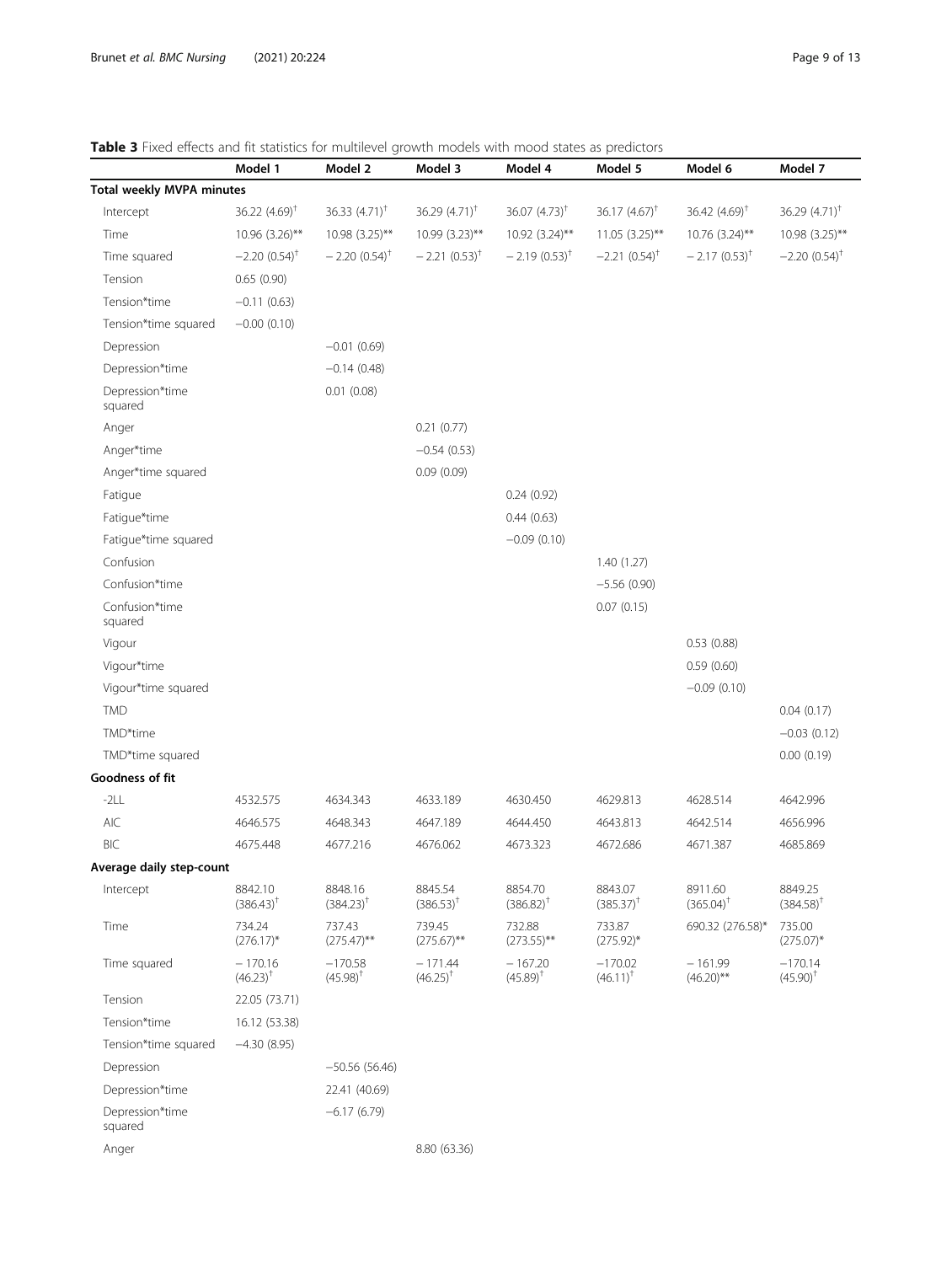**Table 3** Fixed effects and fit statistics for multilevel growth models with mood states as predictors

| | Model 1 | Model 2 | Model 3 | Model 4 | Model 5 | Model 6 | Model 7 |
|---|---|---|---|---|---|---|---|
| **Total weekly MVPA minutes** | | | | | | | |
| Intercept | 36.22 (4.69)† | 36.33 (4.71)† | 36.29 (4.71)† | 36.07 (4.73)† | 36.17 (4.67)† | 36.42 (4.69)† | 36.29 (4.71)† |
| Time | 10.96 (3.26)** | 10.98 (3.25)** | 10.99 (3.23)** | 10.92 (3.24)** | 11.05 (3.25)** | 10.76 (3.24)** | 10.98 (3.25)** |
| Time squared | −2.20 (0.54)† | − 2.20 (0.54)† | − 2.21 (0.53)† | − 2.19 (0.53)† | −2.21 (0.54)† | − 2.17 (0.53)† | −2.20 (0.54)† |
| Tension | 0.65 (0.90) | | | | | | |
| Tension*time | −0.11 (0.63) | | | | | | |
| Tension*time squared | −0.00 (0.10) | | | | | | |
| Depression | | −0.01 (0.69) | | | | | |
| Depression*time | | −0.14 (0.48) | | | | | |
| Depression*time squared | | 0.01 (0.08) | | | | | |
| Anger | | | 0.21 (0.77) | | | | |
| Anger*time | | | −0.54 (0.53) | | | | |
| Anger*time squared | | | 0.09 (0.09) | | | | |
| Fatigue | | | | 0.24 (0.92) | | | |
| Fatigue*time | | | | 0.44 (0.63) | | | |
| Fatigue*time squared | | | | −0.09 (0.10) | | | |
| Confusion | | | | | 1.40 (1.27) | | |
| Confusion*time | | | | | −5.56 (0.90) | | |
| Confusion*time squared | | | | | 0.07 (0.15) | | |
| Vigour | | | | | | 0.53 (0.88) | |
| Vigour*time | | | | | | 0.59 (0.60) | |
| Vigour*time squared | | | | | | −0.09 (0.10) | |
| TMD | | | | | | | 0.04 (0.17) |
| TMD*time | | | | | | | −0.03 (0.12) |
| TMD*time squared | | | | | | | 0.00 (0.19) |
| **Goodness of fit** | | | | | | | |
| -2LL | 4532.575 | 4634.343 | 4633.189 | 4630.450 | 4629.813 | 4628.514 | 4642.996 |
| AIC | 4646.575 | 4648.343 | 4647.189 | 4644.450 | 4643.813 | 4642.514 | 4656.996 |
| BIC | 4675.448 | 4677.216 | 4676.062 | 4673.323 | 4672.686 | 4671.387 | 4685.869 |
| **Average daily step-count** | | | | | | | |
| Intercept | 8842.10 (386.43)† | 8848.16 (384.23)† | 8845.54 (386.53)† | 8854.70 (386.82)† | 8843.07 (385.37)† | 8911.60 (365.04)† | 8849.25 (384.58)† |
| Time | 734.24 (276.17)* | 737.43 (275.47)** | 739.45 (275.67)** | 732.88 (273.55)** | 733.87 (275.92)* | 690.32 (276.58)* | 735.00 (275.07)* |
| Time squared | − 170.16 (46.23)† | −170.58 (45.98)† | − 171.44 (46.25)† | − 167.20 (45.89)† | −170.02 (46.11)† | − 161.99 (46.20)** | −170.14 (45.90)† |
| Tension | 22.05 (73.71) | | | | | | |
| Tension*time | 16.12 (53.38) | | | | | | |
| Tension*time squared | −4.30 (8.95) | | | | | | |
| Depression | | −50.56 (56.46) | | | | | |
| Depression*time | | 22.41 (40.69) | | | | | |
| Depression*time squared | | −6.17 (6.79) | | | | | |
| Anger | | | 8.80 (63.36) | | | | |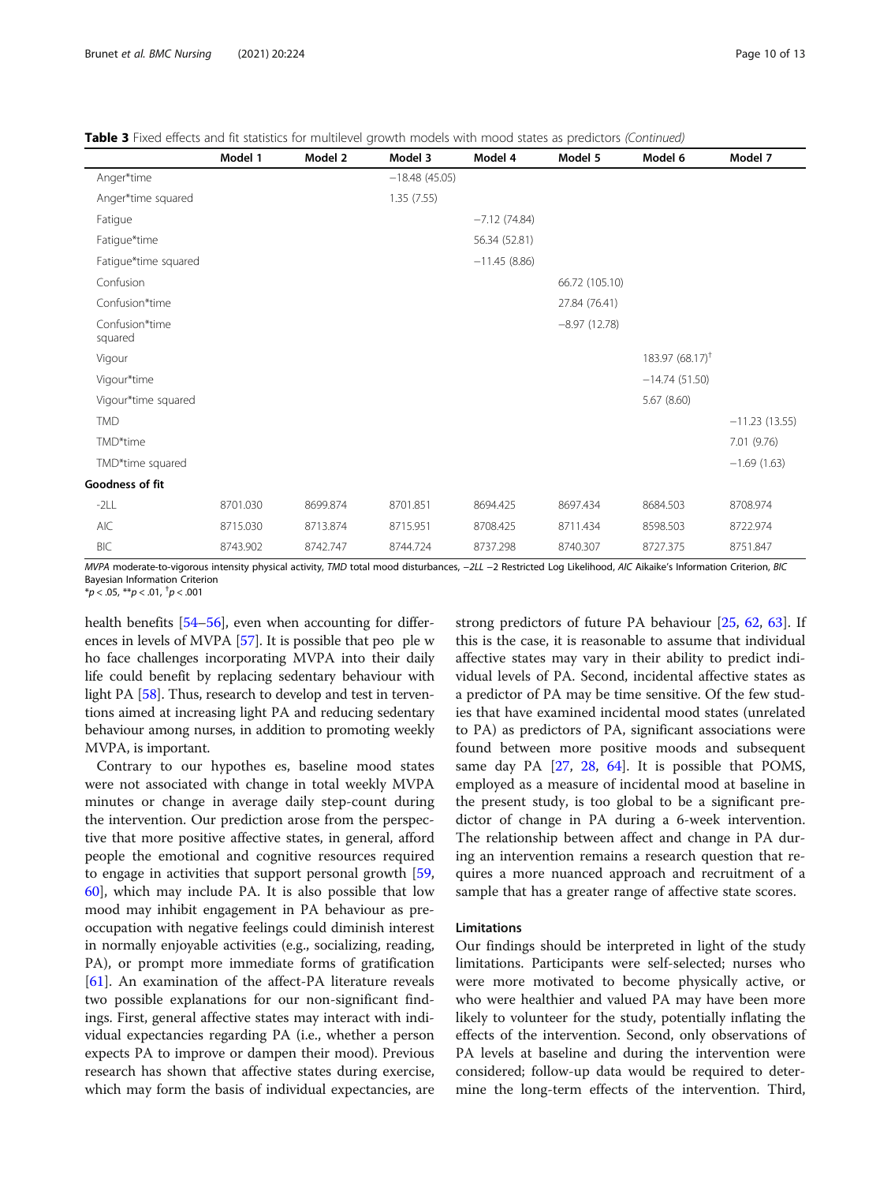**Table 3** Fixed effects and fit statistics for multilevel growth models with mood states as predictors *(Continued)*

| | Model 1 | Model 2 | Model 3 | Model 4 | Model 5 | Model 6 | Model 7 |
|---|---|---|---|---|---|---|---|
| Anger*time | | | −18.48 (45.05) | | | | |
| Anger*time squared | | | 1.35 (7.55) | | | | |
| Fatigue | | | | −7.12 (74.84) | | | |
| Fatigue*time | | | | 56.34 (52.81) | | | |
| Fatigue*time squared | | | | −11.45 (8.86) | | | |
| Confusion | | | | | 66.72 (105.10) | | |
| Confusion*time | | | | | 27.84 (76.41) | | |
| Confusion*time squared | | | | | −8.97 (12.78) | | |
| Vigour | | | | | | 183.97 (68.17)[†] | |
| Vigour*time | | | | | | −14.74 (51.50) | |
| Vigour*time squared | | | | | | 5.67 (8.60) | |
| TMD | | | | | | | −11.23 (13.55) |
| TMD*time | | | | | | | 7.01 (9.76) |
| TMD*time squared | | | | | | | −1.69 (1.63) |
| **Goodness of fit** | | | | | | | |
| -2LL | 8701.030 | 8699.874 | 8701.851 | 8694.425 | 8697.434 | 8684.503 | 8708.974 |
| AIC | 8715.030 | 8713.874 | 8715.951 | 8708.425 | 8711.434 | 8598.503 | 8722.974 |
| BIC | 8743.902 | 8742.747 | 8744.724 | 8737.298 | 8740.307 | 8727.375 | 8751.847 |

*MVPA* moderate-to-vigorous intensity physical activity, *TMD* total mood disturbances, −*2LL* −2 Restricted Log Likelihood, *AIC* Aikaike's Information Criterion, *BIC* Bayesian Information Criterion
*$p < .05$, **$p < .01$, [†]$p < .001$

health benefits [54–56], even when accounting for differences in levels of MVPA [57]. It is possible that people who face challenges incorporating MVPA into their daily life could benefit by replacing sedentary behaviour with light PA [58]. Thus, research to develop and test interventions aimed at increasing light PA and reducing sedentary behaviour among nurses, in addition to promoting weekly MVPA, is important.

Contrary to our hypotheses, baseline mood states were not associated with change in total weekly MVPA minutes or change in average daily step-count during the intervention. Our prediction arose from the perspective that more positive affective states, in general, afford people the emotional and cognitive resources required to engage in activities that support personal growth [59, 60], which may include PA. It is also possible that low mood may inhibit engagement in PA behaviour as preoccupation with negative feelings could diminish interest in normally enjoyable activities (e.g., socializing, reading, PA), or prompt more immediate forms of gratification [61]. An examination of the affect-PA literature reveals two possible explanations for our non-significant findings. First, general affective states may interact with individual expectancies regarding PA (i.e., whether a person expects PA to improve or dampen their mood). Previous research has shown that affective states during exercise, which may form the basis of individual expectancies, are strong predictors of future PA behaviour [25, 62, 63]. If this is the case, it is reasonable to assume that individual affective states may vary in their ability to predict individual levels of PA. Second, incidental affective states as a predictor of PA may be time sensitive. Of the few studies that have examined incidental mood states (unrelated to PA) as predictors of PA, significant associations were found between more positive moods and subsequent same day PA [27, 28, 64]. It is possible that POMS, employed as a measure of incidental mood at baseline in the present study, is too global to be a significant predictor of change in PA during a 6-week intervention. The relationship between affect and change in PA during an intervention remains a research question that requires a more nuanced approach and recruitment of a sample that has a greater range of affective state scores.

### Limitations

Our findings should be interpreted in light of the study limitations. Participants were self-selected; nurses who were more motivated to become physically active, or who were healthier and valued PA may have been more likely to volunteer for the study, potentially inflating the effects of the intervention. Second, only observations of PA levels at baseline and during the intervention were considered; follow-up data would be required to determine the long-term effects of the intervention. Third,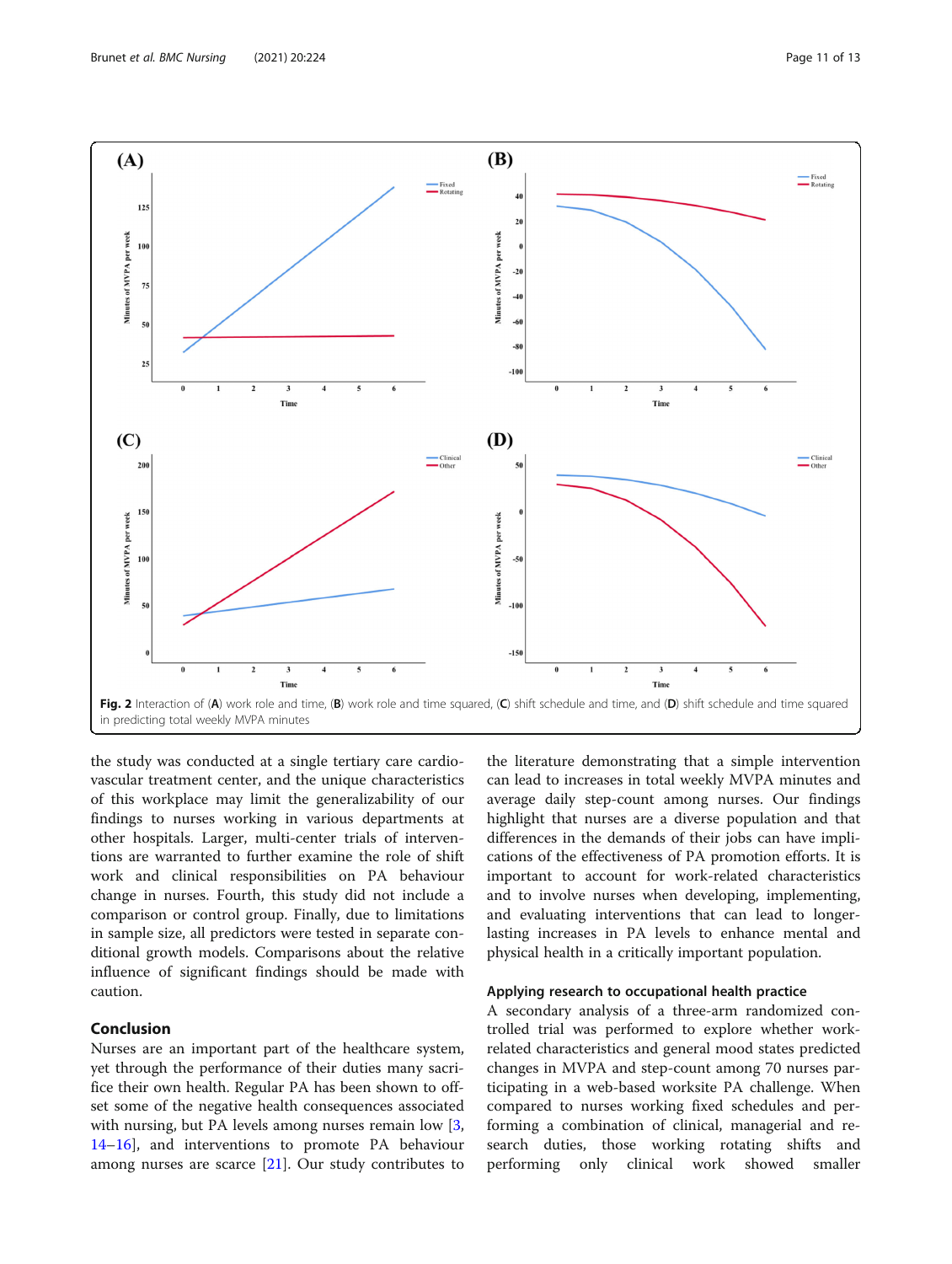Fig. 2 Interaction of (A) work role and time, (B) work role and time squared, (C) shift schedule and time, and (D) shift schedule and time squared in predicting total weekly MVPA minutes

the study was conducted at a single tertiary care cardiovascular treatment center, and the unique characteristics of this workplace may limit the generalizability of our findings to nurses working in various departments at other hospitals. Larger, multi-center trials of interventions are warranted to further examine the role of shift work and clinical responsibilities on PA behaviour change in nurses. Fourth, this study did not include a comparison or control group. Finally, due to limitations in sample size, all predictors were tested in separate conditional growth models. Comparisons about the relative influence of significant findings should be made with caution.

## Conclusion

Nurses are an important part of the healthcare system, yet through the performance of their duties many sacrifice their own health. Regular PA has been shown to offset some of the negative health consequences associated with nursing, but PA levels among nurses remain low [3, 14–16], and interventions to promote PA behaviour among nurses are scarce [21]. Our study contributes to the literature demonstrating that a simple intervention can lead to increases in total weekly MVPA minutes and average daily step-count among nurses. Our findings highlight that nurses are a diverse population and that differences in the demands of their jobs can have implications of the effectiveness of PA promotion efforts. It is important to account for work-related characteristics and to involve nurses when developing, implementing, and evaluating interventions that can lead to longer-lasting increases in PA levels to enhance mental and physical health in a critically important population.

### Applying research to occupational health practice

A secondary analysis of a three-arm randomized controlled trial was performed to explore whether work-related characteristics and general mood states predicted changes in MVPA and step-count among 70 nurses participating in a web-based worksite PA challenge. When compared to nurses working fixed schedules and performing a combination of clinical, managerial and research duties, those working rotating shifts and performing only clinical work showed smaller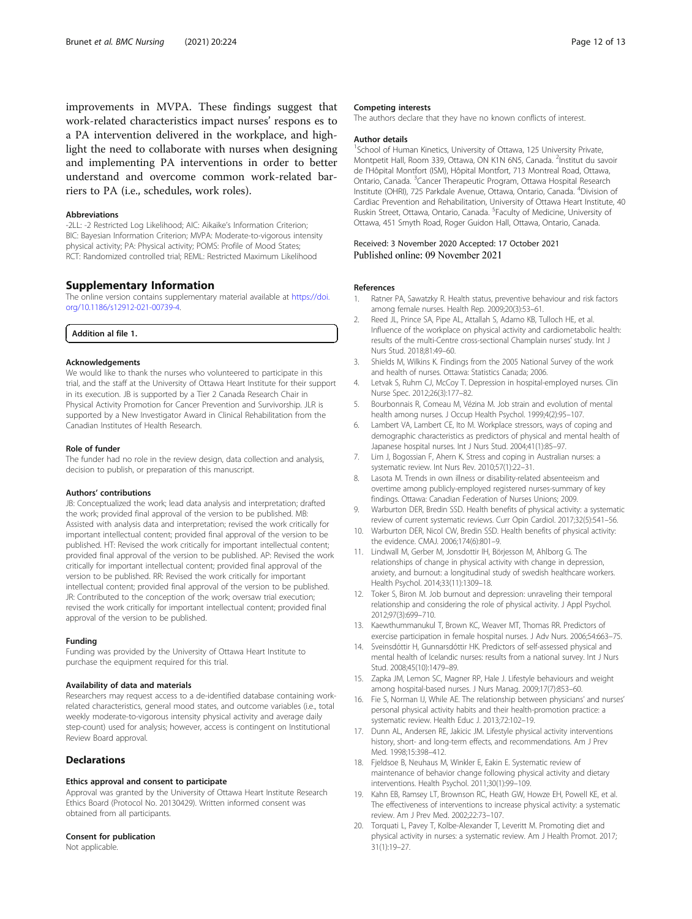improvements in MVPA. These findings suggest that work-related characteristics impact nurses' respons es to a PA intervention delivered in the workplace, and highlight the need to collaborate with nurses when designing and implementing PA interventions in order to better understand and overcome common work-related barriers to PA (i.e., schedules, work roles).

### Abbreviations

-2LL: -2 Restricted Log Likelihood; AIC: Aikaike's Information Criterion; BIC: Bayesian Information Criterion; MVPA: Moderate-to-vigorous intensity physical activity; PA: Physical activity; POMS: Profile of Mood States; RCT: Randomized controlled trial; REML: Restricted Maximum Likelihood

## Supplementary Information

The online version contains supplementary material available at https://doi.org/10.1186/s12912-021-00739-4.

**Addition al file 1.**

### Acknowledgements

We would like to thank the nurses who volunteered to participate in this trial, and the staff at the University of Ottawa Heart Institute for their support in its execution. JB is supported by a Tier 2 Canada Research Chair in Physical Activity Promotion for Cancer Prevention and Survivorship. JLR is supported by a New Investigator Award in Clinical Rehabilitation from the Canadian Institutes of Health Research.

### Role of funder

The funder had no role in the review design, data collection and analysis, decision to publish, or preparation of this manuscript.

### Authors' contributions

JB: Conceptualized the work; lead data analysis and interpretation; drafted the work; provided final approval of the version to be published. MB: Assisted with analysis data and interpretation; revised the work critically for important intellectual content; provided final approval of the version to be published. HT: Revised the work critically for important intellectual content; provided final approval of the version to be published. AP: Revised the work critically for important intellectual content; provided final approval of the version to be published. RR: Revised the work critically for important intellectual content; provided final approval of the version to be published. JR: Contributed to the conception of the work; oversaw trial execution; revised the work critically for important intellectual content; provided final approval of the version to be published.

### Funding

Funding was provided by the University of Ottawa Heart Institute to purchase the equipment required for this trial.

### Availability of data and materials

Researchers may request access to a de-identified database containing work-related characteristics, general mood states, and outcome variables (i.e., total weekly moderate-to-vigorous intensity physical activity and average daily step-count) used for analysis; however, access is contingent on Institutional Review Board approval.

## Declarations

### Ethics approval and consent to participate

Approval was granted by the University of Ottawa Heart Institute Research Ethics Board (Protocol No. 20130429). Written informed consent was obtained from all participants.

### Consent for publication

Not applicable.

### Competing interests

The authors declare that they have no known conflicts of interest.

### Author details

[1]School of Human Kinetics, University of Ottawa, 125 University Private, Montpetit Hall, Room 339, Ottawa, ON K1N 6N5, Canada. [2]Institut du savoir de l'Hôpital Montfort (ISM), Hôpital Montfort, 713 Montreal Road, Ottawa, Ontario, Canada. [3]Cancer Therapeutic Program, Ottawa Hospital Research Institute (OHRI), 725 Parkdale Avenue, Ottawa, Ontario, Canada. [4]Division of Cardiac Prevention and Rehabilitation, University of Ottawa Heart Institute, 40 Ruskin Street, Ottawa, Ontario, Canada. [5]Faculty of Medicine, University of Ottawa, 451 Smyth Road, Roger Guidon Hall, Ottawa, Ontario, Canada.

Received: 3 November 2020 Accepted: 17 October 2021
Published online: 09 November 2021

### References

1. Ratner PA, Sawatzky R. Health status, preventive behaviour and risk factors among female nurses. Health Rep. 2009;20(3):53–61.
2. Reed JL, Prince SA, Pipe AL, Attallah S, Adamo KB, Tulloch HE, et al. Influence of the workplace on physical activity and cardiometabolic health: results of the multi-Centre cross-sectional Champlain nurses' study. Int J Nurs Stud. 2018;81:49–60.
3. Shields M, Wilkins K. Findings from the 2005 National Survey of the work and health of nurses. Ottawa: Statistics Canada; 2006.
4. Letvak S, Ruhm CJ, McCoy T. Depression in hospital-employed nurses. Clin Nurse Spec. 2012;26(3):177–82.
5. Bourbonnais R, Comeau M, Vézina M. Job strain and evolution of mental health among nurses. J Occup Health Psychol. 1999;4(2):95–107.
6. Lambert VA, Lambert CE, Ito M. Workplace stressors, ways of coping and demographic characteristics as predictors of physical and mental health of Japanese hospital nurses. Int J Nurs Stud. 2004;41(1):85–97.
7. Lim J, Bogossian F, Ahern K. Stress and coping in Australian nurses: a systematic review. Int Nurs Rev. 2010;57(1):22–31.
8. Lasota M. Trends in own illness or disability-related absenteeism and overtime among publicly-employed registered nurses-summary of key findings. Ottawa: Canadian Federation of Nurses Unions; 2009.
9. Warburton DER, Bredin SSD. Health benefits of physical activity: a systematic review of current systematic reviews. Curr Opin Cardiol. 2017;32(5):541–56.
10. Warburton DER, Nicol CW, Bredin SSD. Health benefits of physical activity: the evidence. CMAJ. 2006;174(6):801–9.
11. Lindwall M, Gerber M, Jonsdottir IH, Börjesson M, Ahlborg G. The relationships of change in physical activity with change in depression, anxiety, and burnout: a longitudinal study of swedish healthcare workers. Health Psychol. 2014;33(11):1309–18.
12. Toker S, Biron M. Job burnout and depression: unraveling their temporal relationship and considering the role of physical activity. J Appl Psychol. 2012;97(3):699–710.
13. Kaewthummanukul T, Brown KC, Weaver MT, Thomas RR. Predictors of exercise participation in female hospital nurses. J Adv Nurs. 2006;54:663–75.
14. Sveinsdóttir H, Gunnarsdóttir HK. Predictors of self-assessed physical and mental health of Icelandic nurses: results from a national survey. Int J Nurs Stud. 2008;45(10):1479–89.
15. Zapka JM, Lemon SC, Magner RP, Hale J. Lifestyle behaviours and weight among hospital-based nurses. J Nurs Manag. 2009;17(7):853–60.
16. Fie S, Norman IJ, While AE. The relationship between physicians' and nurses' personal physical activity habits and their health-promotion practice: a systematic review. Health Educ J. 2013;72:102–19.
17. Dunn AL, Andersen RE, Jakicic JM. Lifestyle physical activity interventions history, short- and long-term effects, and recommendations. Am J Prev Med. 1998;15:398–412.
18. Fjeldsoe B, Neuhaus M, Winkler E, Eakin E. Systematic review of maintenance of behavior change following physical activity and dietary interventions. Health Psychol. 2011;30(1):99–109.
19. Kahn EB, Ramsey LT, Brownson RC, Heath GW, Howze EH, Powell KE, et al. The effectiveness of interventions to increase physical activity: a systematic review. Am J Prev Med. 2002;22:73–107.
20. Torquati L, Pavey T, Kolbe-Alexander T, Leveritt M. Promoting diet and physical activity in nurses: a systematic review. Am J Health Promot. 2017; 31(1):19–27.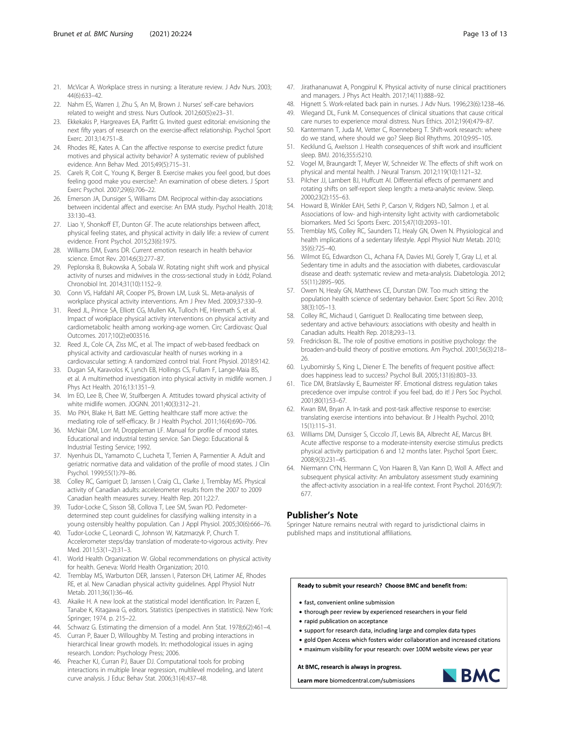21. McVicar A. Workplace stress in nursing: a literature review. J Adv Nurs. 2003; 44(6):633–42.
22. Nahm ES, Warren J, Zhu S, An M, Brown J. Nurses' self-care behaviors related to weight and stress. Nurs Outlook. 2012;60(5):e23–31.
23. Ekkekakis P, Hargreaves EA, Parfitt G. Invited guest editorial: envisioning the next fifty years of research on the exercise-affect relationship. Psychol Sport Exerc. 2013;14:751–8.
24. Rhodes RE, Kates A. Can the affective response to exercise predict future motives and physical activity behavior? A systematic review of published evidence. Ann Behav Med. 2015;49(5):715–31.
25. Carels R, Coit C, Young K, Berger B. Exercise makes you feel good, but does feeling good make you exercise?: An examination of obese dieters. J Sport Exerc Psychol. 2007;29(6):706–22.
26. Emerson JA, Dunsiger S, Williams DM. Reciprocal within-day associations between incidental affect and exercise: An EMA study. Psychol Health. 2018; 33:130–43.
27. Liao Y, Shonkoff ET, Dunton GF. The acute relationships between affect, physical feeling states, and physical activity in daily life: a review of current evidence. Front Psychol. 2015;23(6):1975.
28. Williams DM, Evans DR. Current emotion research in health behavior science. Emot Rev. 2014;6(3):277–87.
29. Peplonska B, Bukowska A, Sobala W. Rotating night shift work and physical activity of nurses and midwives in the cross-sectional study in Łódź, Poland. Chronobiol Int. 2014;31(10):1152–9.
30. Conn VS, Hafdahl AR, Cooper PS, Brown LM, Lusk SL. Meta-analysis of workplace physical activity interventions. Am J Prev Med. 2009;37:330–9.
31. Reed JL, Prince SA, Elliott CG, Mullen KA, Tulloch HE, Hiremath S, et al. Impact of workplace physical activity interventions on physical activity and cardiometabolic health among working-age women. Circ Cardiovasc Qual Outcomes. 2017;10(2):e003516.
32. Reed JL, Cole CA, Ziss MC, et al. The impact of web-based feedback on physical activity and cardiovascular health of nurses working in a cardiovascular setting: A randomized control trial. Front Physiol. 2018;9:142.
33. Dugan SA, Karavolos K, Lynch EB, Hollings CS, Fullam F, Lange-Maia BS, et al. A multimethod investigation into physical activity in midlife women. J Phys Act Health. 2016;13:1351–9.
34. Im EO, Lee B, Chee W, Stuifbergen A. Attitudes toward physical activity of white midlife women. JOGNN. 2011;40(3):312–21.
35. Mo PKH, Blake H, Batt ME. Getting healthcare staff more active: the mediating role of self-efficacy. Br J Health Psychol. 2011;16(4):690–706.
36. McNair DM, Lorr M, Droppleman LF. Manual for profile of mood states. Educational and industrial testing service. San Diego: Educational & Industrial Testing Service; 1992.
37. Nyenhuis DL, Yamamoto C, Lucheta T, Terrien A, Parmentier A. Adult and geriatric normative data and validation of the profile of mood states. J Clin Psychol. 1999;55(1):79–86.
38. Colley RC, Garriguet D, Janssen I, Craig CL, Clarke J, Tremblay MS. Physical activity of Canadian adults: accelerometer results from the 2007 to 2009 Canadian health measures survey. Health Rep. 2011;22:7.
39. Tudor-Locke C, Sisson SB, Collova T, Lee SM, Swan PD. Pedometer-determined step count guidelines for classifying walking intensity in a young ostensibly healthy population. Can J Appl Physiol. 2005;30(6):666–76.
40. Tudor-Locke C, Leonardi C, Johnson W, Katzmarzyk P, Church T. Accelerometer steps/day translation of moderate-to-vigorous activity. Prev Med. 2011;53(1–2):31–3.
41. World Health Organization W. Global recommendations on physical activity for health. Geneva: World Health Organization; 2010.
42. Tremblay MS, Warburton DER, Janssen I, Paterson DH, Latimer AE, Rhodes RE, et al. New Canadian physical activity guidelines. Appl Physiol Nutr Metab. 2011;36(1):36–46.
43. Akaike H. A new look at the statistical model identification. In: Parzen E, Tanabe K, Kitagawa G, editors. Statistics (perspectives in statistics). New York: Springer; 1974. p. 215–22.
44. Schwarz G. Estimating the dimension of a model. Ann Stat. 1978;6(2):461–4.
45. Curran P, Bauer D, Willoughby M. Testing and probing interactions in hierarchical linear growth models. In: methodological issues in aging research. London: Psychology Press; 2006.
46. Preacher KJ, Curran PJ, Bauer DJ. Computational tools for probing interactions in multiple linear regression, multilevel modeling, and latent curve analysis. J Educ Behav Stat. 2006;31(4):437–48.
47. Jirathananuwat A, Pongpirul K. Physical activity of nurse clinical practitioners and managers. J Phys Act Health. 2017;14(11):888–92.
48. Hignett S. Work-related back pain in nurses. J Adv Nurs. 1996;23(6):1238–46.
49. Wiegand DL, Funk M. Consequences of clinical situations that cause critical care nurses to experience moral distress. Nurs Ethics. 2012;19(4):479–87.
50. Kantermann T, Juda M, Vetter C, Roenneberg T. Shift-work research: where do we stand, where should we go? Sleep Biol Rhythms. 2010;9:95–105.
51. Kecklund G, Axelsson J. Health consequences of shift work and insufficient sleep. BMJ. 2016;355:i5210.
52. Vogel M, Braungardt T, Meyer W, Schneider W. The effects of shift work on physical and mental health. J Neural Transm. 2012;119(10):1121–32.
53. Pilcher JJ, Lambert BJ, Huffcutt AI. Differential effects of permanent and rotating shifts on self-report sleep length: a meta-analytic review. Sleep. 2000;23(2):155–63.
54. Howard B, Winkler EAH, Sethi P, Carson V, Ridgers ND, Salmon J, et al. Associations of low- and high-intensity light activity with cardiometabolic biomarkers. Med Sci Sports Exerc. 2015;47(10):2093–101.
55. Tremblay MS, Colley RC, Saunders TJ, Healy GN, Owen N. Physiological and health implications of a sedentary lifestyle. Appl Physiol Nutr Metab. 2010; 35(6):725–40.
56. Wilmot EG, Edwardson CL, Achana FA, Davies MJ, Gorely T, Gray LJ, et al. Sedentary time in adults and the association with diabetes, cardiovascular disease and death: systematic review and meta-analysis. Diabetologia. 2012; 55(11):2895–905.
57. Owen N, Healy GN, Matthews CE, Dunstan DW. Too much sitting: the population health science of sedentary behavior. Exerc Sport Sci Rev. 2010; 38(3):105–13.
58. Colley RC, Michaud I, Garriguet D. Reallocating time between sleep, sedentary and active behaviours: associations with obesity and health in Canadian adults. Health Rep. 2018;29:3–13.
59. Fredrickson BL. The role of positive emotions in positive psychology: the broaden-and-build theory of positive emotions. Am Psychol. 2001;56(3):218–26.
60. Lyubomirsky S, King L, Diener E. The benefits of frequent positive affect: does happiness lead to success? Psychol Bull. 2005;131(6):803–33.
61. Tice DM, Bratslavsky E, Baumeister RF. Emotional distress regulation takes precedence over impulse control: if you feel bad, do it! J Pers Soc Psychol. 2001;80(1):53–67.
62. Kwan BM, Bryan A. In-task and post-task affective response to exercise: translating exercise intentions into behaviour. Br J Health Psychol. 2010; 15(1):115–31.
63. Williams DM, Dunsiger S, Ciccolo JT, Lewis BA, Albrecht AE, Marcus BH. Acute affective response to a moderate-intensity exercise stimulus predicts physical activity participation 6 and 12 months later. Psychol Sport Exerc. 2008;9(3):231–45.
64. Niermann CYN, Herrmann C, Von Haaren B, Van Kann D, Woll A. Affect and subsequent physical activity: An ambulatory assessment study examining the affect-activity association in a real-life context. Front Psychol. 2016;9(7): 677.

## Publisher's Note

Springer Nature remains neutral with regard to jurisdictional claims in published maps and institutional affiliations.

**Ready to submit your research? Choose BMC and benefit from:**

- fast, convenient online submission
- thorough peer review by experienced researchers in your field
- rapid publication on acceptance
- support for research data, including large and complex data types
- gold Open Access which fosters wider collaboration and increased citations
- maximum visibility for your research: over 100M website views per year

**At BMC, research is always in progress.**

**Learn more** biomedcentral.com/submissions

BMC